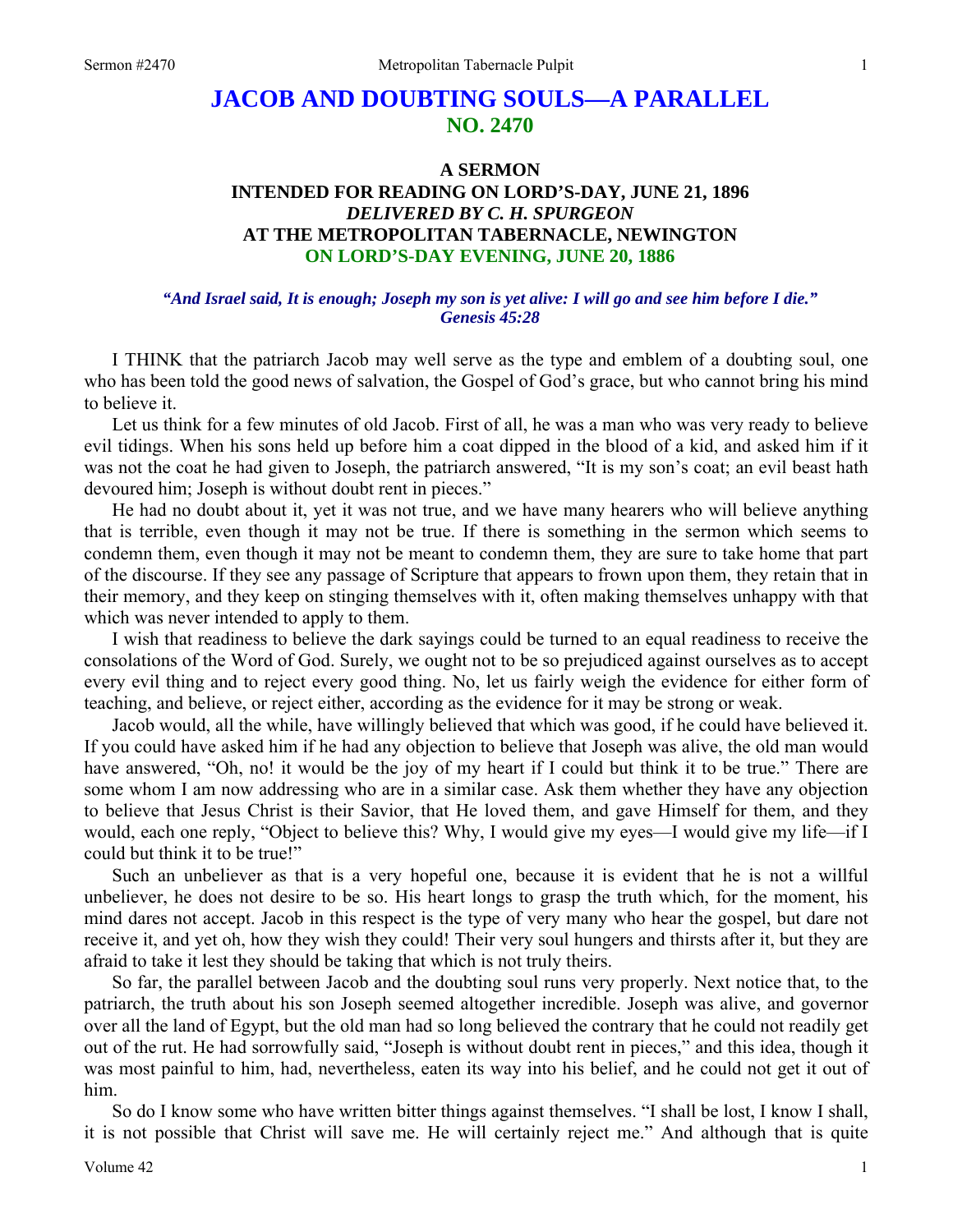# JACOB AND DOUBTING SOULS—A PARALLEL
## NO. 2470

### A SERMON
### INTENDED FOR READING ON LORD'S-DAY, JUNE 21, 1896
### *DELIVERED BY C. H. SPURGEON*
### AT THE METROPOLITAN TABERNACLE, NEWINGTON
### ON LORD'S-DAY EVENING, JUNE 20, 1886

***"And Israel said, It is enough; Joseph my son is yet alive: I will go and see him before I die." Genesis 45:28***

I THINK that the patriarch Jacob may well serve as the type and emblem of a doubting soul, one who has been told the good news of salvation, the Gospel of God's grace, but who cannot bring his mind to believe it.

Let us think for a few minutes of old Jacob. First of all, he was a man who was very ready to believe evil tidings. When his sons held up before him a coat dipped in the blood of a kid, and asked him if it was not the coat he had given to Joseph, the patriarch answered, "It is my son's coat; an evil beast hath devoured him; Joseph is without doubt rent in pieces."

He had no doubt about it, yet it was not true, and we have many hearers who will believe anything that is terrible, even though it may not be true. If there is something in the sermon which seems to condemn them, even though it may not be meant to condemn them, they are sure to take home that part of the discourse. If they see any passage of Scripture that appears to frown upon them, they retain that in their memory, and they keep on stinging themselves with it, often making themselves unhappy with that which was never intended to apply to them.

I wish that readiness to believe the dark sayings could be turned to an equal readiness to receive the consolations of the Word of God. Surely, we ought not to be so prejudiced against ourselves as to accept every evil thing and to reject every good thing. No, let us fairly weigh the evidence for either form of teaching, and believe, or reject either, according as the evidence for it may be strong or weak.

Jacob would, all the while, have willingly believed that which was good, if he could have believed it. If you could have asked him if he had any objection to believe that Joseph was alive, the old man would have answered, "Oh, no! it would be the joy of my heart if I could but think it to be true." There are some whom I am now addressing who are in a similar case. Ask them whether they have any objection to believe that Jesus Christ is their Savior, that He loved them, and gave Himself for them, and they would, each one reply, "Object to believe this? Why, I would give my eyes—I would give my life—if I could but think it to be true!"

Such an unbeliever as that is a very hopeful one, because it is evident that he is not a willful unbeliever, he does not desire to be so. His heart longs to grasp the truth which, for the moment, his mind dares not accept. Jacob in this respect is the type of very many who hear the gospel, but dare not receive it, and yet oh, how they wish they could! Their very soul hungers and thirsts after it, but they are afraid to take it lest they should be taking that which is not truly theirs.

So far, the parallel between Jacob and the doubting soul runs very properly. Next notice that, to the patriarch, the truth about his son Joseph seemed altogether incredible. Joseph was alive, and governor over all the land of Egypt, but the old man had so long believed the contrary that he could not readily get out of the rut. He had sorrowfully said, "Joseph is without doubt rent in pieces," and this idea, though it was most painful to him, had, nevertheless, eaten its way into his belief, and he could not get it out of him.

So do I know some who have written bitter things against themselves. "I shall be lost, I know I shall, it is not possible that Christ will save me. He will certainly reject me." And although that is quite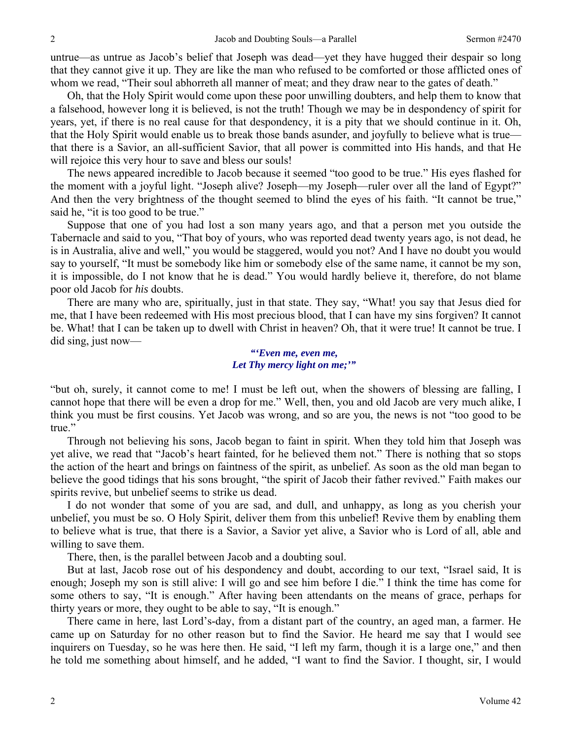untrue—as untrue as Jacob's belief that Joseph was dead—yet they have hugged their despair so long that they cannot give it up. They are like the man who refused to be comforted or those afflicted ones of whom we read, "Their soul abhorreth all manner of meat; and they draw near to the gates of death."

Oh, that the Holy Spirit would come upon these poor unwilling doubters, and help them to know that a falsehood, however long it is believed, is not the truth! Though we may be in despondency of spirit for years, yet, if there is no real cause for that despondency, it is a pity that we should continue in it. Oh, that the Holy Spirit would enable us to break those bands asunder, and joyfully to believe what is true—that there is a Savior, an all-sufficient Savior, that all power is committed into His hands, and that He will rejoice this very hour to save and bless our souls!

The news appeared incredible to Jacob because it seemed "too good to be true." His eyes flashed for the moment with a joyful light. "Joseph alive? Joseph—my Joseph—ruler over all the land of Egypt?" And then the very brightness of the thought seemed to blind the eyes of his faith. "It cannot be true," said he, "it is too good to be true."

Suppose that one of you had lost a son many years ago, and that a person met you outside the Tabernacle and said to you, "That boy of yours, who was reported dead twenty years ago, is not dead, he is in Australia, alive and well," you would be staggered, would you not? And I have no doubt you would say to yourself, "It must be somebody like him or somebody else of the same name, it cannot be my son, it is impossible, do I not know that he is dead." You would hardly believe it, therefore, do not blame poor old Jacob for *his* doubts.

There are many who are, spiritually, just in that state. They say, "What! you say that Jesus died for me, that I have been redeemed with His most precious blood, that I can have my sins forgiven? It cannot be. What! that I can be taken up to dwell with Christ in heaven? Oh, that it were true! It cannot be true. I did sing, just now—

***"'Even me, even me,***
***Let Thy mercy light on me;'"***

"but oh, surely, it cannot come to me! I must be left out, when the showers of blessing are falling, I cannot hope that there will be even a drop for me." Well, then, you and old Jacob are very much alike, I think you must be first cousins. Yet Jacob was wrong, and so are you, the news is not "too good to be true."

Through not believing his sons, Jacob began to faint in spirit. When they told him that Joseph was yet alive, we read that "Jacob's heart fainted, for he believed them not." There is nothing that so stops the action of the heart and brings on faintness of the spirit, as unbelief. As soon as the old man began to believe the good tidings that his sons brought, "the spirit of Jacob their father revived." Faith makes our spirits revive, but unbelief seems to strike us dead.

I do not wonder that some of you are sad, and dull, and unhappy, as long as you cherish your unbelief, you must be so. O Holy Spirit, deliver them from this unbelief! Revive them by enabling them to believe what is true, that there is a Savior, a Savior yet alive, a Savior who is Lord of all, able and willing to save them.

There, then, is the parallel between Jacob and a doubting soul.

But at last, Jacob rose out of his despondency and doubt, according to our text, "Israel said, It is enough; Joseph my son is still alive: I will go and see him before I die." I think the time has come for some others to say, "It is enough." After having been attendants on the means of grace, perhaps for thirty years or more, they ought to be able to say, "It is enough."

There came in here, last Lord's-day, from a distant part of the country, an aged man, a farmer. He came up on Saturday for no other reason but to find the Savior. He heard me say that I would see inquirers on Tuesday, so he was here then. He said, "I left my farm, though it is a large one," and then he told me something about himself, and he added, "I want to find the Savior. I thought, sir, I would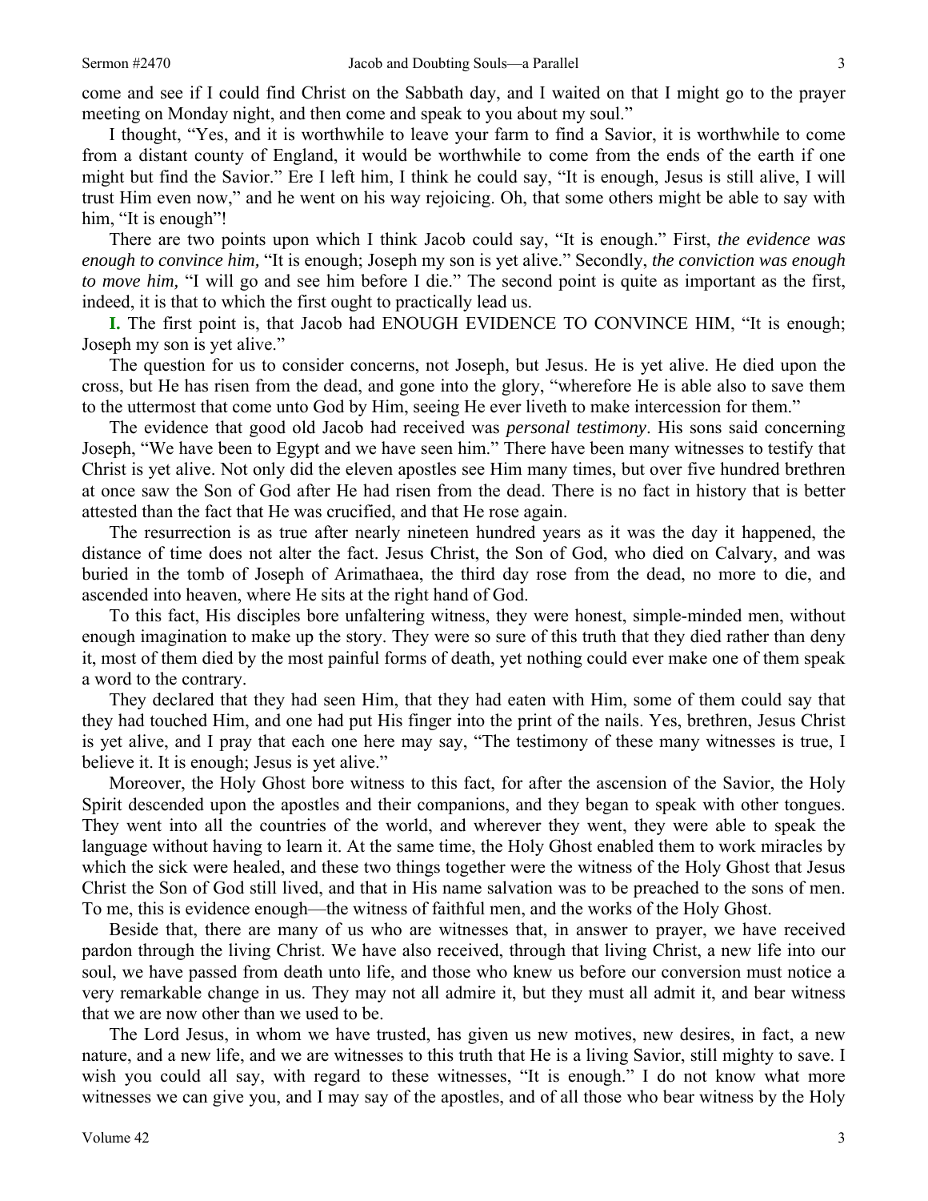come and see if I could find Christ on the Sabbath day, and I waited on that I might go to the prayer meeting on Monday night, and then come and speak to you about my soul."

I thought, "Yes, and it is worthwhile to leave your farm to find a Savior, it is worthwhile to come from a distant county of England, it would be worthwhile to come from the ends of the earth if one might but find the Savior." Ere I left him, I think he could say, "It is enough, Jesus is still alive, I will trust Him even now," and he went on his way rejoicing. Oh, that some others might be able to say with him, "It is enough"!

There are two points upon which I think Jacob could say, "It is enough." First, *the evidence was enough to convince him,* "It is enough; Joseph my son is yet alive." Secondly, *the conviction was enough to move him,* "I will go and see him before I die." The second point is quite as important as the first, indeed, it is that to which the first ought to practically lead us.

**I.** The first point is, that Jacob had ENOUGH EVIDENCE TO CONVINCE HIM, "It is enough; Joseph my son is yet alive."

The question for us to consider concerns, not Joseph, but Jesus. He is yet alive. He died upon the cross, but He has risen from the dead, and gone into the glory, "wherefore He is able also to save them to the uttermost that come unto God by Him, seeing He ever liveth to make intercession for them."

The evidence that good old Jacob had received was *personal testimony*. His sons said concerning Joseph, "We have been to Egypt and we have seen him." There have been many witnesses to testify that Christ is yet alive. Not only did the eleven apostles see Him many times, but over five hundred brethren at once saw the Son of God after He had risen from the dead. There is no fact in history that is better attested than the fact that He was crucified, and that He rose again.

The resurrection is as true after nearly nineteen hundred years as it was the day it happened, the distance of time does not alter the fact. Jesus Christ, the Son of God, who died on Calvary, and was buried in the tomb of Joseph of Arimathaea, the third day rose from the dead, no more to die, and ascended into heaven, where He sits at the right hand of God.

To this fact, His disciples bore unfaltering witness, they were honest, simple-minded men, without enough imagination to make up the story. They were so sure of this truth that they died rather than deny it, most of them died by the most painful forms of death, yet nothing could ever make one of them speak a word to the contrary.

They declared that they had seen Him, that they had eaten with Him, some of them could say that they had touched Him, and one had put His finger into the print of the nails. Yes, brethren, Jesus Christ is yet alive, and I pray that each one here may say, "The testimony of these many witnesses is true, I believe it. It is enough; Jesus is yet alive."

Moreover, the Holy Ghost bore witness to this fact, for after the ascension of the Savior, the Holy Spirit descended upon the apostles and their companions, and they began to speak with other tongues. They went into all the countries of the world, and wherever they went, they were able to speak the language without having to learn it. At the same time, the Holy Ghost enabled them to work miracles by which the sick were healed, and these two things together were the witness of the Holy Ghost that Jesus Christ the Son of God still lived, and that in His name salvation was to be preached to the sons of men. To me, this is evidence enough—the witness of faithful men, and the works of the Holy Ghost.

Beside that, there are many of us who are witnesses that, in answer to prayer, we have received pardon through the living Christ. We have also received, through that living Christ, a new life into our soul, we have passed from death unto life, and those who knew us before our conversion must notice a very remarkable change in us. They may not all admire it, but they must all admit it, and bear witness that we are now other than we used to be.

The Lord Jesus, in whom we have trusted, has given us new motives, new desires, in fact, a new nature, and a new life, and we are witnesses to this truth that He is a living Savior, still mighty to save. I wish you could all say, with regard to these witnesses, "It is enough." I do not know what more witnesses we can give you, and I may say of the apostles, and of all those who bear witness by the Holy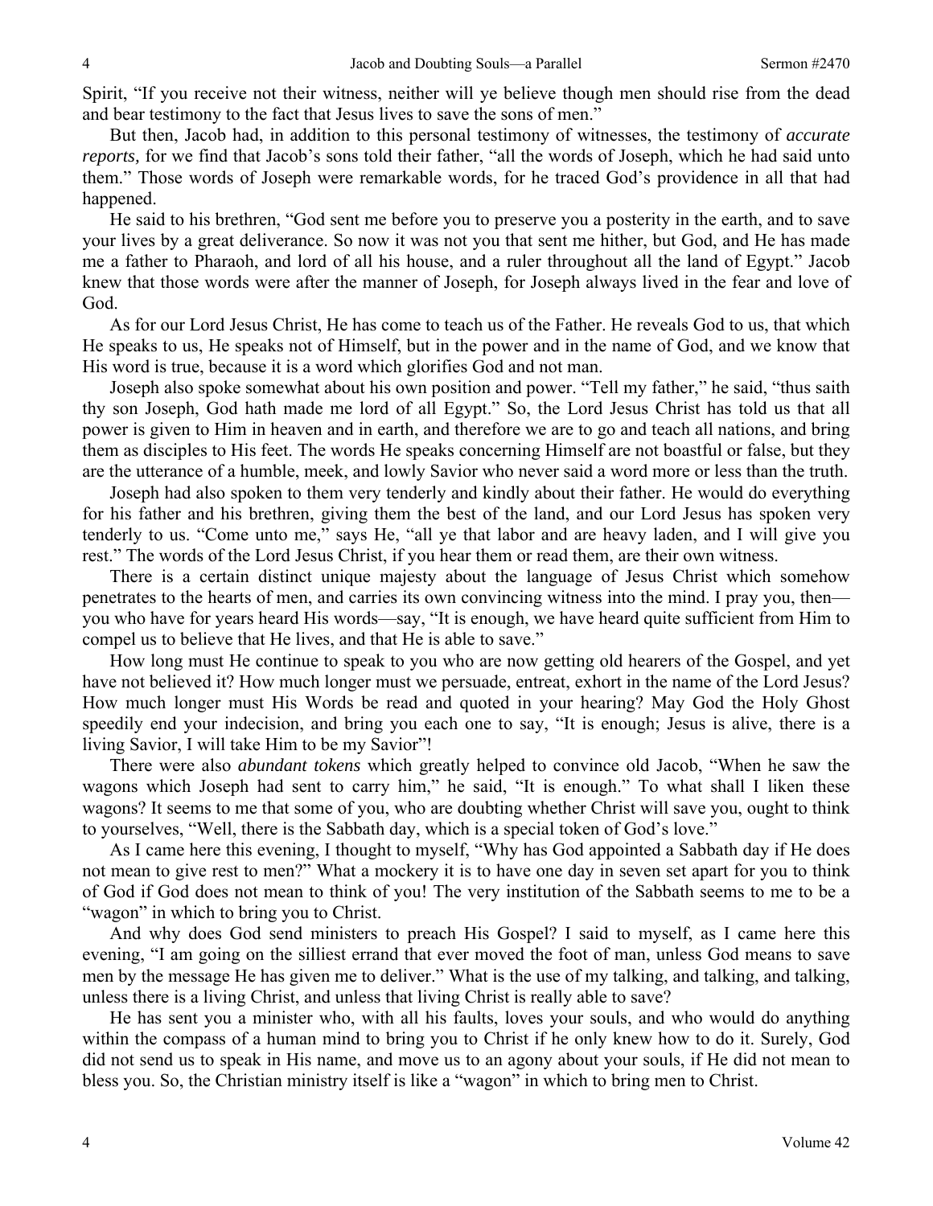Spirit, "If you receive not their witness, neither will ye believe though men should rise from the dead and bear testimony to the fact that Jesus lives to save the sons of men."

But then, Jacob had, in addition to this personal testimony of witnesses, the testimony of *accurate reports,* for we find that Jacob's sons told their father, "all the words of Joseph, which he had said unto them." Those words of Joseph were remarkable words, for he traced God's providence in all that had happened.

He said to his brethren, "God sent me before you to preserve you a posterity in the earth, and to save your lives by a great deliverance. So now it was not you that sent me hither, but God, and He has made me a father to Pharaoh, and lord of all his house, and a ruler throughout all the land of Egypt." Jacob knew that those words were after the manner of Joseph, for Joseph always lived in the fear and love of God.

As for our Lord Jesus Christ, He has come to teach us of the Father. He reveals God to us, that which He speaks to us, He speaks not of Himself, but in the power and in the name of God, and we know that His word is true, because it is a word which glorifies God and not man.

Joseph also spoke somewhat about his own position and power. "Tell my father," he said, "thus saith thy son Joseph, God hath made me lord of all Egypt." So, the Lord Jesus Christ has told us that all power is given to Him in heaven and in earth, and therefore we are to go and teach all nations, and bring them as disciples to His feet. The words He speaks concerning Himself are not boastful or false, but they are the utterance of a humble, meek, and lowly Savior who never said a word more or less than the truth.

Joseph had also spoken to them very tenderly and kindly about their father. He would do everything for his father and his brethren, giving them the best of the land, and our Lord Jesus has spoken very tenderly to us. "Come unto me," says He, "all ye that labor and are heavy laden, and I will give you rest." The words of the Lord Jesus Christ, if you hear them or read them, are their own witness.

There is a certain distinct unique majesty about the language of Jesus Christ which somehow penetrates to the hearts of men, and carries its own convincing witness into the mind. I pray you, then—you who have for years heard His words—say, "It is enough, we have heard quite sufficient from Him to compel us to believe that He lives, and that He is able to save."

How long must He continue to speak to you who are now getting old hearers of the Gospel, and yet have not believed it? How much longer must we persuade, entreat, exhort in the name of the Lord Jesus? How much longer must His Words be read and quoted in your hearing? May God the Holy Ghost speedily end your indecision, and bring you each one to say, "It is enough; Jesus is alive, there is a living Savior, I will take Him to be my Savior"!

There were also *abundant tokens* which greatly helped to convince old Jacob, "When he saw the wagons which Joseph had sent to carry him," he said, "It is enough." To what shall I liken these wagons? It seems to me that some of you, who are doubting whether Christ will save you, ought to think to yourselves, "Well, there is the Sabbath day, which is a special token of God's love."

As I came here this evening, I thought to myself, "Why has God appointed a Sabbath day if He does not mean to give rest to men?" What a mockery it is to have one day in seven set apart for you to think of God if God does not mean to think of you! The very institution of the Sabbath seems to me to be a "wagon" in which to bring you to Christ.

And why does God send ministers to preach His Gospel? I said to myself, as I came here this evening, "I am going on the silliest errand that ever moved the foot of man, unless God means to save men by the message He has given me to deliver." What is the use of my talking, and talking, and talking, unless there is a living Christ, and unless that living Christ is really able to save?

He has sent you a minister who, with all his faults, loves your souls, and who would do anything within the compass of a human mind to bring you to Christ if he only knew how to do it. Surely, God did not send us to speak in His name, and move us to an agony about your souls, if He did not mean to bless you. So, the Christian ministry itself is like a "wagon" in which to bring men to Christ.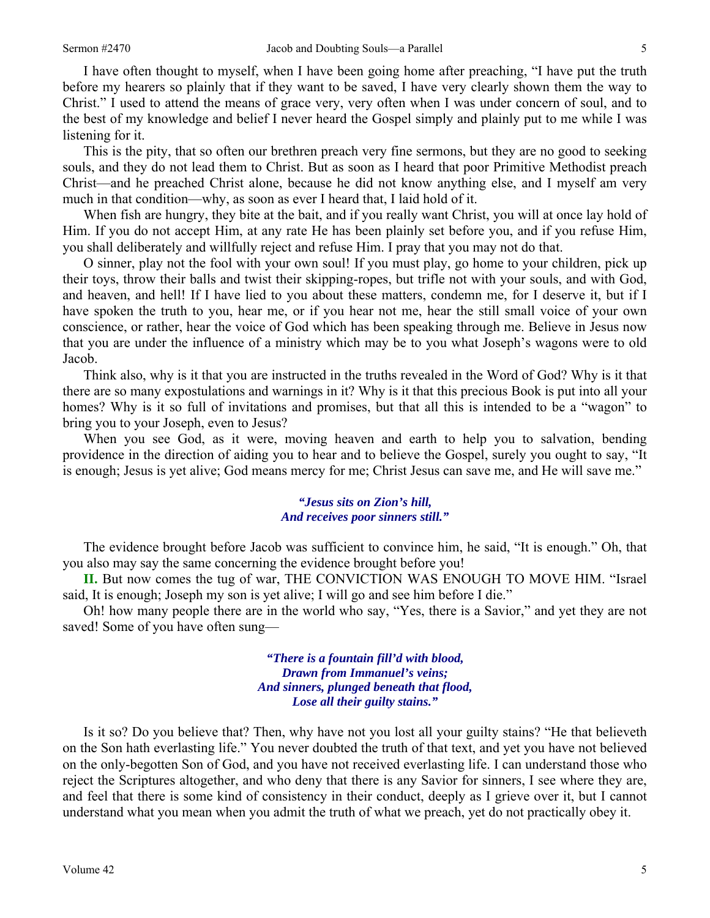I have often thought to myself, when I have been going home after preaching, "I have put the truth before my hearers so plainly that if they want to be saved, I have very clearly shown them the way to Christ." I used to attend the means of grace very, very often when I was under concern of soul, and to the best of my knowledge and belief I never heard the Gospel simply and plainly put to me while I was listening for it.

This is the pity, that so often our brethren preach very fine sermons, but they are no good to seeking souls, and they do not lead them to Christ. But as soon as I heard that poor Primitive Methodist preach Christ—and he preached Christ alone, because he did not know anything else, and I myself am very much in that condition—why, as soon as ever I heard that, I laid hold of it.

When fish are hungry, they bite at the bait, and if you really want Christ, you will at once lay hold of Him. If you do not accept Him, at any rate He has been plainly set before you, and if you refuse Him, you shall deliberately and willfully reject and refuse Him. I pray that you may not do that.

O sinner, play not the fool with your own soul! If you must play, go home to your children, pick up their toys, throw their balls and twist their skipping-ropes, but trifle not with your souls, and with God, and heaven, and hell! If I have lied to you about these matters, condemn me, for I deserve it, but if I have spoken the truth to you, hear me, or if you hear not me, hear the still small voice of your own conscience, or rather, hear the voice of God which has been speaking through me. Believe in Jesus now that you are under the influence of a ministry which may be to you what Joseph's wagons were to old Jacob.

Think also, why is it that you are instructed in the truths revealed in the Word of God? Why is it that there are so many expostulations and warnings in it? Why is it that this precious Book is put into all your homes? Why is it so full of invitations and promises, but that all this is intended to be a "wagon" to bring you to your Joseph, even to Jesus?

When you see God, as it were, moving heaven and earth to help you to salvation, bending providence in the direction of aiding you to hear and to believe the Gospel, surely you ought to say, "It is enough; Jesus is yet alive; God means mercy for me; Christ Jesus can save me, and He will save me."

*"Jesus sits on Zion's hill,*
*And receives poor sinners still."*

The evidence brought before Jacob was sufficient to convince him, he said, "It is enough." Oh, that you also may say the same concerning the evidence brought before you!

**II.** But now comes the tug of war, THE CONVICTION WAS ENOUGH TO MOVE HIM. "Israel said, It is enough; Joseph my son is yet alive; I will go and see him before I die."

Oh! how many people there are in the world who say, "Yes, there is a Savior," and yet they are not saved! Some of you have often sung—

*"There is a fountain fill'd with blood,*
*Drawn from Immanuel's veins;*
*And sinners, plunged beneath that flood,*
*Lose all their guilty stains."*

Is it so? Do you believe that? Then, why have not you lost all your guilty stains? "He that believeth on the Son hath everlasting life." You never doubted the truth of that text, and yet you have not believed on the only-begotten Son of God, and you have not received everlasting life. I can understand those who reject the Scriptures altogether, and who deny that there is any Savior for sinners, I see where they are, and feel that there is some kind of consistency in their conduct, deeply as I grieve over it, but I cannot understand what you mean when you admit the truth of what we preach, yet do not practically obey it.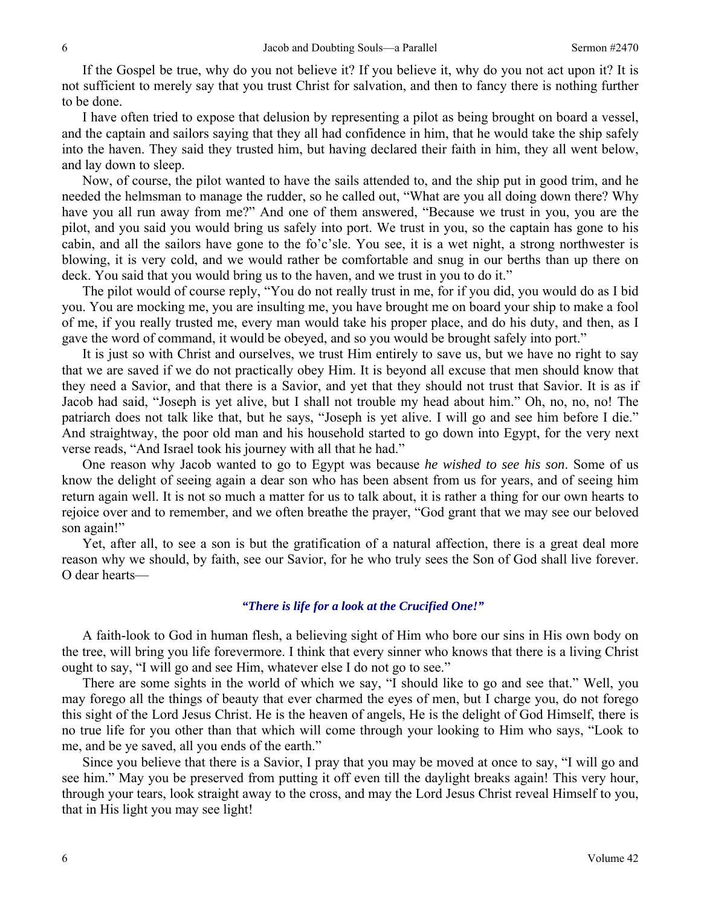If the Gospel be true, why do you not believe it? If you believe it, why do you not act upon it? It is not sufficient to merely say that you trust Christ for salvation, and then to fancy there is nothing further to be done.

I have often tried to expose that delusion by representing a pilot as being brought on board a vessel, and the captain and sailors saying that they all had confidence in him, that he would take the ship safely into the haven. They said they trusted him, but having declared their faith in him, they all went below, and lay down to sleep.

Now, of course, the pilot wanted to have the sails attended to, and the ship put in good trim, and he needed the helmsman to manage the rudder, so he called out, "What are you all doing down there? Why have you all run away from me?" And one of them answered, "Because we trust in you, you are the pilot, and you said you would bring us safely into port. We trust in you, so the captain has gone to his cabin, and all the sailors have gone to the fo'c'sle. You see, it is a wet night, a strong northwester is blowing, it is very cold, and we would rather be comfortable and snug in our berths than up there on deck. You said that you would bring us to the haven, and we trust in you to do it."

The pilot would of course reply, "You do not really trust in me, for if you did, you would do as I bid you. You are mocking me, you are insulting me, you have brought me on board your ship to make a fool of me, if you really trusted me, every man would take his proper place, and do his duty, and then, as I gave the word of command, it would be obeyed, and so you would be brought safely into port."

It is just so with Christ and ourselves, we trust Him entirely to save us, but we have no right to say that we are saved if we do not practically obey Him. It is beyond all excuse that men should know that they need a Savior, and that there is a Savior, and yet that they should not trust that Savior. It is as if Jacob had said, "Joseph is yet alive, but I shall not trouble my head about him." Oh, no, no, no! The patriarch does not talk like that, but he says, "Joseph is yet alive. I will go and see him before I die." And straightway, the poor old man and his household started to go down into Egypt, for the very next verse reads, "And Israel took his journey with all that he had."

One reason why Jacob wanted to go to Egypt was because *he wished to see his son*. Some of us know the delight of seeing again a dear son who has been absent from us for years, and of seeing him return again well. It is not so much a matter for us to talk about, it is rather a thing for our own hearts to rejoice over and to remember, and we often breathe the prayer, "God grant that we may see our beloved son again!"

Yet, after all, to see a son is but the gratification of a natural affection, there is a great deal more reason why we should, by faith, see our Savior, for he who truly sees the Son of God shall live forever. O dear hearts—

***"There is life for a look at the Crucified One!"***

A faith-look to God in human flesh, a believing sight of Him who bore our sins in His own body on the tree, will bring you life forevermore. I think that every sinner who knows that there is a living Christ ought to say, "I will go and see Him, whatever else I do not go to see."

There are some sights in the world of which we say, "I should like to go and see that." Well, you may forego all the things of beauty that ever charmed the eyes of men, but I charge you, do not forego this sight of the Lord Jesus Christ. He is the heaven of angels, He is the delight of God Himself, there is no true life for you other than that which will come through your looking to Him who says, "Look to me, and be ye saved, all you ends of the earth."

Since you believe that there is a Savior, I pray that you may be moved at once to say, "I will go and see him." May you be preserved from putting it off even till the daylight breaks again! This very hour, through your tears, look straight away to the cross, and may the Lord Jesus Christ reveal Himself to you, that in His light you may see light!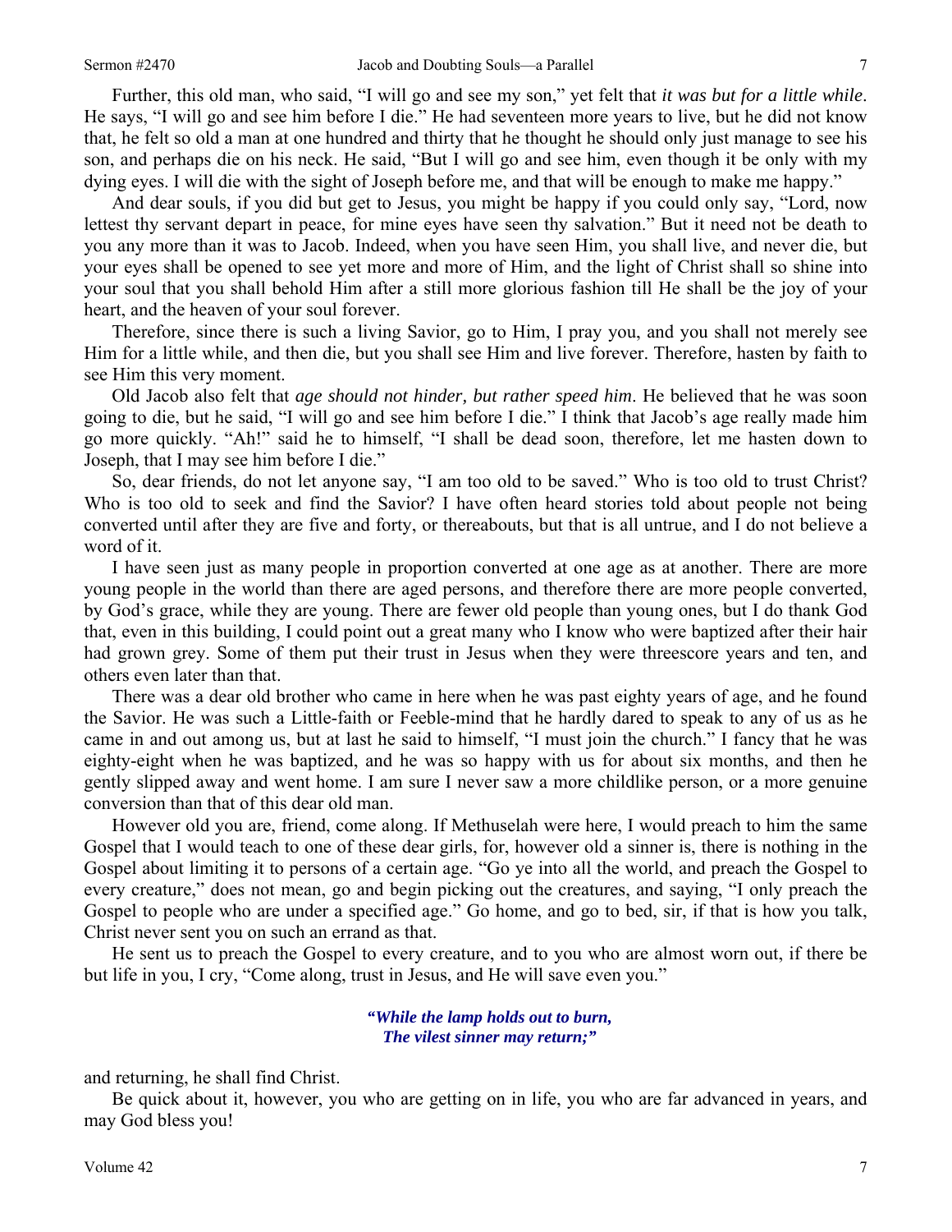Further, this old man, who said, "I will go and see my son," yet felt that *it was but for a little while*. He says, "I will go and see him before I die." He had seventeen more years to live, but he did not know that, he felt so old a man at one hundred and thirty that he thought he should only just manage to see his son, and perhaps die on his neck. He said, "But I will go and see him, even though it be only with my dying eyes. I will die with the sight of Joseph before me, and that will be enough to make me happy."

And dear souls, if you did but get to Jesus, you might be happy if you could only say, "Lord, now lettest thy servant depart in peace, for mine eyes have seen thy salvation." But it need not be death to you any more than it was to Jacob. Indeed, when you have seen Him, you shall live, and never die, but your eyes shall be opened to see yet more and more of Him, and the light of Christ shall so shine into your soul that you shall behold Him after a still more glorious fashion till He shall be the joy of your heart, and the heaven of your soul forever.

Therefore, since there is such a living Savior, go to Him, I pray you, and you shall not merely see Him for a little while, and then die, but you shall see Him and live forever. Therefore, hasten by faith to see Him this very moment.

Old Jacob also felt that *age should not hinder, but rather speed him*. He believed that he was soon going to die, but he said, "I will go and see him before I die." I think that Jacob's age really made him go more quickly. "Ah!" said he to himself, "I shall be dead soon, therefore, let me hasten down to Joseph, that I may see him before I die."

So, dear friends, do not let anyone say, "I am too old to be saved." Who is too old to trust Christ? Who is too old to seek and find the Savior? I have often heard stories told about people not being converted until after they are five and forty, or thereabouts, but that is all untrue, and I do not believe a word of it.

I have seen just as many people in proportion converted at one age as at another. There are more young people in the world than there are aged persons, and therefore there are more people converted, by God's grace, while they are young. There are fewer old people than young ones, but I do thank God that, even in this building, I could point out a great many who I know who were baptized after their hair had grown grey. Some of them put their trust in Jesus when they were threescore years and ten, and others even later than that.

There was a dear old brother who came in here when he was past eighty years of age, and he found the Savior. He was such a Little-faith or Feeble-mind that he hardly dared to speak to any of us as he came in and out among us, but at last he said to himself, "I must join the church." I fancy that he was eighty-eight when he was baptized, and he was so happy with us for about six months, and then he gently slipped away and went home. I am sure I never saw a more childlike person, or a more genuine conversion than that of this dear old man.

However old you are, friend, come along. If Methuselah were here, I would preach to him the same Gospel that I would teach to one of these dear girls, for, however old a sinner is, there is nothing in the Gospel about limiting it to persons of a certain age. "Go ye into all the world, and preach the Gospel to every creature," does not mean, go and begin picking out the creatures, and saying, "I only preach the Gospel to people who are under a specified age." Go home, and go to bed, sir, if that is how you talk, Christ never sent you on such an errand as that.

He sent us to preach the Gospel to every creature, and to you who are almost worn out, if there be but life in you, I cry, "Come along, trust in Jesus, and He will save even you."

> ***"While the lamp holds out to burn,***
> ***The vilest sinner may return;"***

and returning, he shall find Christ.

Be quick about it, however, you who are getting on in life, you who are far advanced in years, and may God bless you!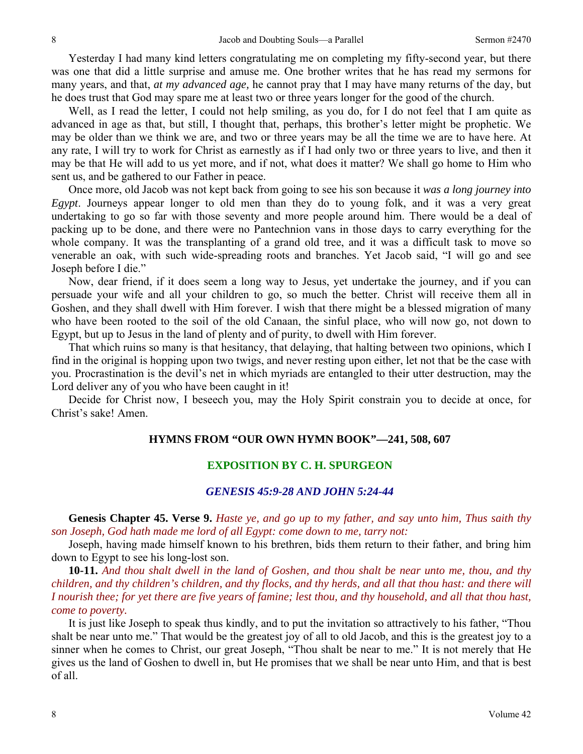Yesterday I had many kind letters congratulating me on completing my fifty-second year, but there was one that did a little surprise and amuse me. One brother writes that he has read my sermons for many years, and that, *at my advanced age,* he cannot pray that I may have many returns of the day, but he does trust that God may spare me at least two or three years longer for the good of the church.

Well, as I read the letter, I could not help smiling, as you do, for I do not feel that I am quite as advanced in age as that, but still, I thought that, perhaps, this brother's letter might be prophetic. We may be older than we think we are, and two or three years may be all the time we are to have here. At any rate, I will try to work for Christ as earnestly as if I had only two or three years to live, and then it may be that He will add to us yet more, and if not, what does it matter? We shall go home to Him who sent us, and be gathered to our Father in peace.

Once more, old Jacob was not kept back from going to see his son because it *was a long journey into Egypt*. Journeys appear longer to old men than they do to young folk, and it was a very great undertaking to go so far with those seventy and more people around him. There would be a deal of packing up to be done, and there were no Pantechnion vans in those days to carry everything for the whole company. It was the transplanting of a grand old tree, and it was a difficult task to move so venerable an oak, with such wide-spreading roots and branches. Yet Jacob said, "I will go and see Joseph before I die."

Now, dear friend, if it does seem a long way to Jesus, yet undertake the journey, and if you can persuade your wife and all your children to go, so much the better. Christ will receive them all in Goshen, and they shall dwell with Him forever. I wish that there might be a blessed migration of many who have been rooted to the soil of the old Canaan, the sinful place, who will now go, not down to Egypt, but up to Jesus in the land of plenty and of purity, to dwell with Him forever.

That which ruins so many is that hesitancy, that delaying, that halting between two opinions, which I find in the original is hopping upon two twigs, and never resting upon either, let not that be the case with you. Procrastination is the devil's net in which myriads are entangled to their utter destruction, may the Lord deliver any of you who have been caught in it!

Decide for Christ now, I beseech you, may the Holy Spirit constrain you to decide at once, for Christ's sake! Amen.

## HYMNS FROM "OUR OWN HYMN BOOK"—241, 508, 607

## EXPOSITION BY C. H. SPURGEON

### *GENESIS 45:9-28 AND JOHN 5:24-44*

**Genesis Chapter 45. Verse 9.** *Haste ye, and go up to my father, and say unto him, Thus saith thy son Joseph, God hath made me lord of all Egypt: come down to me, tarry not:*

Joseph, having made himself known to his brethren, bids them return to their father, and bring him down to Egypt to see his long-lost son.

**10-11.** *And thou shalt dwell in the land of Goshen, and thou shalt be near unto me, thou, and thy children, and thy children's children, and thy flocks, and thy herds, and all that thou hast: and there will I nourish thee; for yet there are five years of famine; lest thou, and thy household, and all that thou hast, come to poverty.*

It is just like Joseph to speak thus kindly, and to put the invitation so attractively to his father, "Thou shalt be near unto me." That would be the greatest joy of all to old Jacob, and this is the greatest joy to a sinner when he comes to Christ, our great Joseph, "Thou shalt be near to me." It is not merely that He gives us the land of Goshen to dwell in, but He promises that we shall be near unto Him, and that is best of all.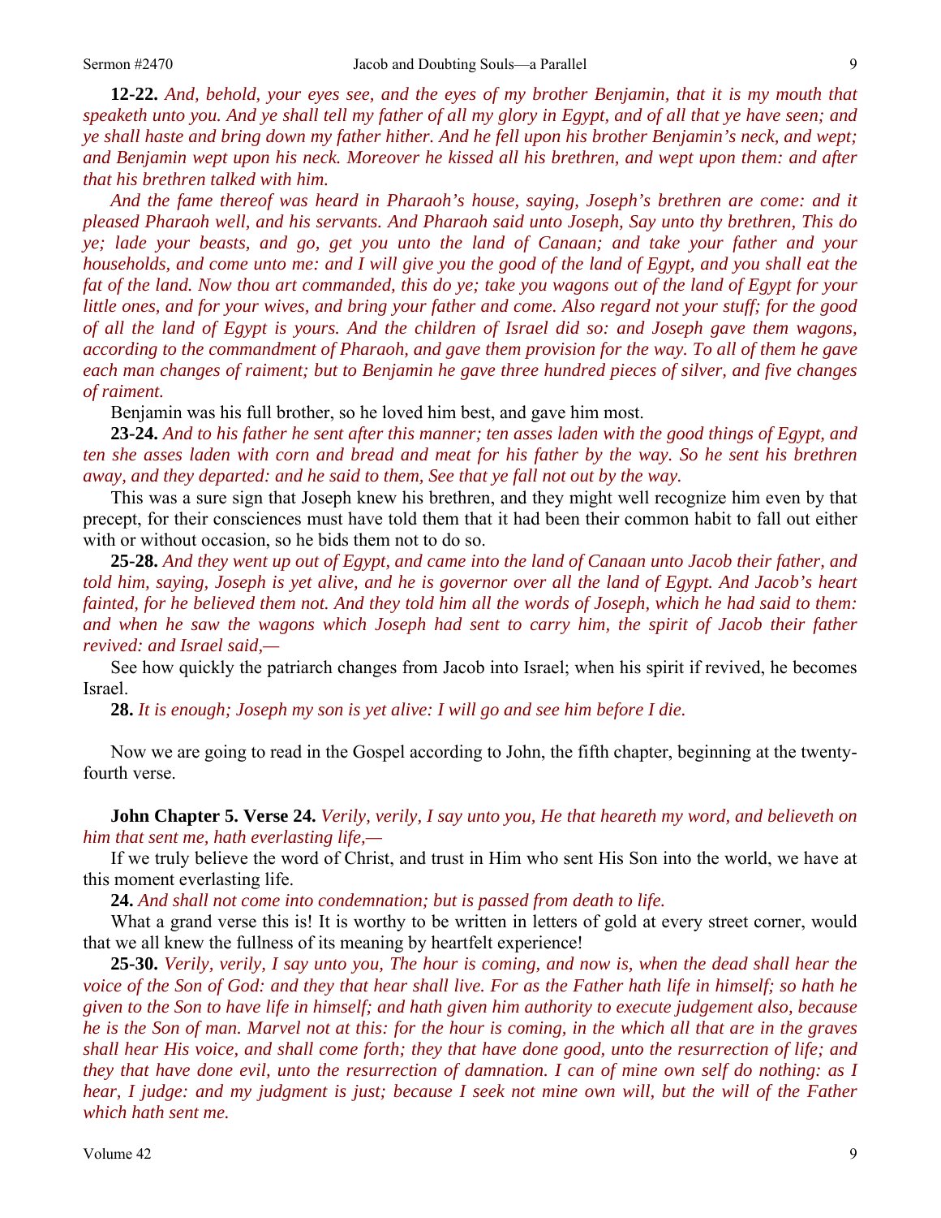**12-22.** *And, behold, your eyes see, and the eyes of my brother Benjamin, that it is my mouth that speaketh unto you. And ye shall tell my father of all my glory in Egypt, and of all that ye have seen; and ye shall haste and bring down my father hither. And he fell upon his brother Benjamin's neck, and wept; and Benjamin wept upon his neck. Moreover he kissed all his brethren, and wept upon them: and after that his brethren talked with him.*

*And the fame thereof was heard in Pharaoh's house, saying, Joseph's brethren are come: and it pleased Pharaoh well, and his servants. And Pharaoh said unto Joseph, Say unto thy brethren, This do ye; lade your beasts, and go, get you unto the land of Canaan; and take your father and your households, and come unto me: and I will give you the good of the land of Egypt, and you shall eat the fat of the land. Now thou art commanded, this do ye; take you wagons out of the land of Egypt for your little ones, and for your wives, and bring your father and come. Also regard not your stuff; for the good of all the land of Egypt is yours. And the children of Israel did so: and Joseph gave them wagons, according to the commandment of Pharaoh, and gave them provision for the way. To all of them he gave each man changes of raiment; but to Benjamin he gave three hundred pieces of silver, and five changes of raiment.*

Benjamin was his full brother, so he loved him best, and gave him most.

**23-24.** *And to his father he sent after this manner; ten asses laden with the good things of Egypt, and ten she asses laden with corn and bread and meat for his father by the way. So he sent his brethren away, and they departed: and he said to them, See that ye fall not out by the way.*

This was a sure sign that Joseph knew his brethren, and they might well recognize him even by that precept, for their consciences must have told them that it had been their common habit to fall out either with or without occasion, so he bids them not to do so.

**25-28.** *And they went up out of Egypt, and came into the land of Canaan unto Jacob their father, and told him, saying, Joseph is yet alive, and he is governor over all the land of Egypt. And Jacob's heart fainted, for he believed them not. And they told him all the words of Joseph, which he had said to them: and when he saw the wagons which Joseph had sent to carry him, the spirit of Jacob their father revived: and Israel said,—*

See how quickly the patriarch changes from Jacob into Israel; when his spirit if revived, he becomes Israel.

**28.** *It is enough; Joseph my son is yet alive: I will go and see him before I die.*

Now we are going to read in the Gospel according to John, the fifth chapter, beginning at the twenty-fourth verse.

**John Chapter 5. Verse 24.** *Verily, verily, I say unto you, He that heareth my word, and believeth on him that sent me, hath everlasting life,—*

If we truly believe the word of Christ, and trust in Him who sent His Son into the world, we have at this moment everlasting life.

**24.** *And shall not come into condemnation; but is passed from death to life.*

What a grand verse this is! It is worthy to be written in letters of gold at every street corner, would that we all knew the fullness of its meaning by heartfelt experience!

**25-30.** *Verily, verily, I say unto you, The hour is coming, and now is, when the dead shall hear the voice of the Son of God: and they that hear shall live. For as the Father hath life in himself; so hath he given to the Son to have life in himself; and hath given him authority to execute judgement also, because he is the Son of man. Marvel not at this: for the hour is coming, in the which all that are in the graves shall hear His voice, and shall come forth; they that have done good, unto the resurrection of life; and they that have done evil, unto the resurrection of damnation. I can of mine own self do nothing: as I hear, I judge: and my judgment is just; because I seek not mine own will, but the will of the Father which hath sent me.*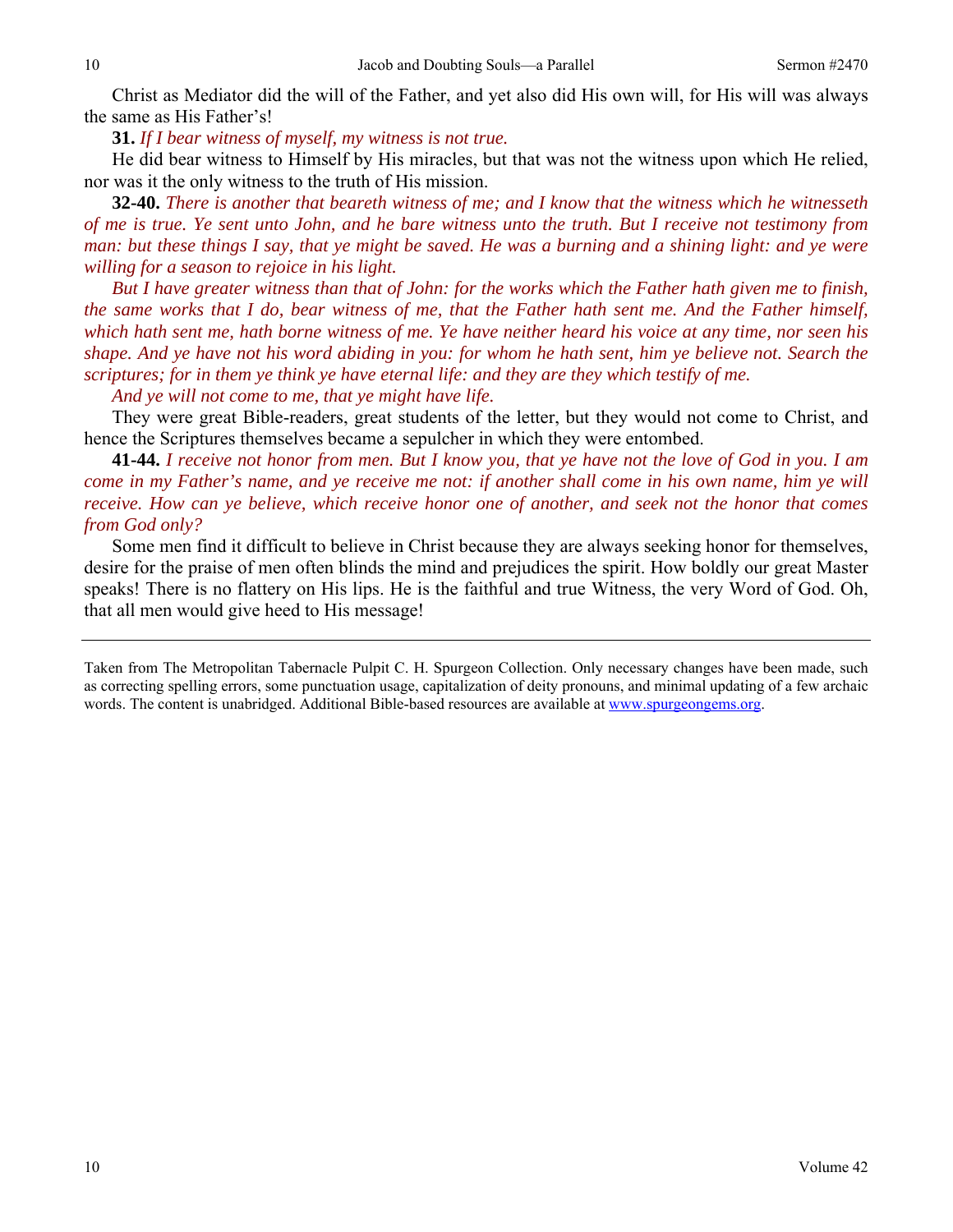Christ as Mediator did the will of the Father, and yet also did His own will, for His will was always the same as His Father's!

**31.** *If I bear witness of myself, my witness is not true.*

He did bear witness to Himself by His miracles, but that was not the witness upon which He relied, nor was it the only witness to the truth of His mission.

**32-40.** *There is another that beareth witness of me; and I know that the witness which he witnesseth of me is true. Ye sent unto John, and he bare witness unto the truth. But I receive not testimony from man: but these things I say, that ye might be saved. He was a burning and a shining light: and ye were willing for a season to rejoice in his light.*

*But I have greater witness than that of John: for the works which the Father hath given me to finish, the same works that I do, bear witness of me, that the Father hath sent me. And the Father himself, which hath sent me, hath borne witness of me. Ye have neither heard his voice at any time, nor seen his shape. And ye have not his word abiding in you: for whom he hath sent, him ye believe not. Search the scriptures; for in them ye think ye have eternal life: and they are they which testify of me.*

*And ye will not come to me, that ye might have life.*

They were great Bible-readers, great students of the letter, but they would not come to Christ, and hence the Scriptures themselves became a sepulcher in which they were entombed.

**41-44.** *I receive not honor from men. But I know you, that ye have not the love of God in you. I am come in my Father's name, and ye receive me not: if another shall come in his own name, him ye will receive. How can ye believe, which receive honor one of another, and seek not the honor that comes from God only?*

Some men find it difficult to believe in Christ because they are always seeking honor for themselves, desire for the praise of men often blinds the mind and prejudices the spirit. How boldly our great Master speaks! There is no flattery on His lips. He is the faithful and true Witness, the very Word of God. Oh, that all men would give heed to His message!

---

Taken from The Metropolitan Tabernacle Pulpit C. H. Spurgeon Collection. Only necessary changes have been made, such as correcting spelling errors, some punctuation usage, capitalization of deity pronouns, and minimal updating of a few archaic words. The content is unabridged. Additional Bible-based resources are available at www.spurgeongems.org.